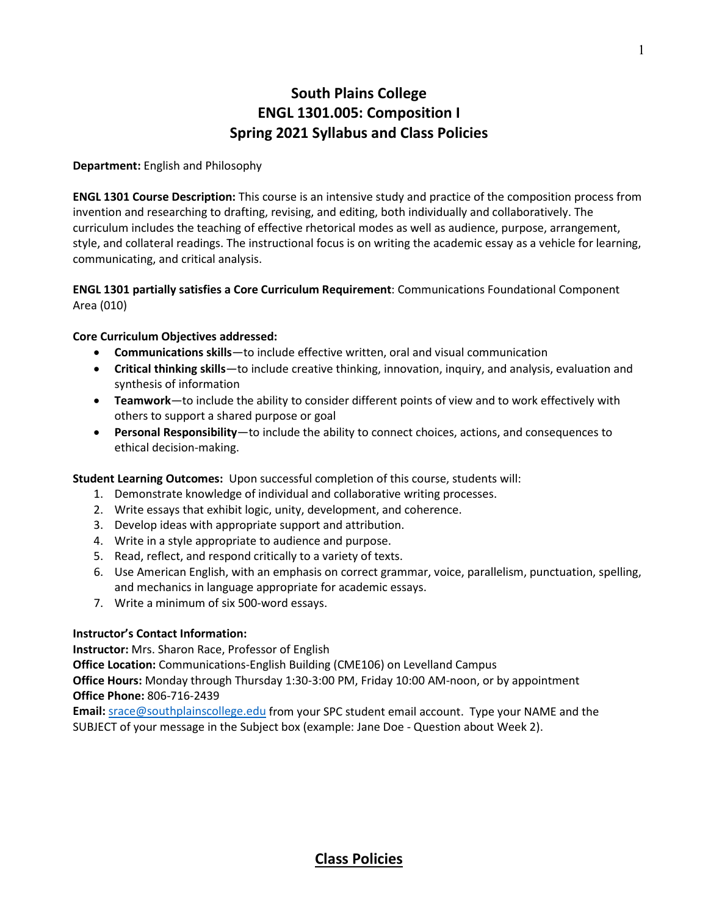# South Plains College
# ENGL 1301.005: Composition I
# Spring 2021 Syllabus and Class Policies

**Department:** English and Philosophy

**ENGL 1301 Course Description:** This course is an intensive study and practice of the composition process from invention and researching to drafting, revising, and editing, both individually and collaboratively. The curriculum includes the teaching of effective rhetorical modes as well as audience, purpose, arrangement, style, and collateral readings. The instructional focus is on writing the academic essay as a vehicle for learning, communicating, and critical analysis.

**ENGL 1301 partially satisfies a Core Curriculum Requirement**: Communications Foundational Component Area (010)

**Core Curriculum Objectives addressed:**

- **Communications skills**—to include effective written, oral and visual communication
- **Critical thinking skills**—to include creative thinking, innovation, inquiry, and analysis, evaluation and synthesis of information
- **Teamwork**—to include the ability to consider different points of view and to work effectively with others to support a shared purpose or goal
- **Personal Responsibility**—to include the ability to connect choices, actions, and consequences to ethical decision-making.

**Student Learning Outcomes:** Upon successful completion of this course, students will:

1. Demonstrate knowledge of individual and collaborative writing processes.
2. Write essays that exhibit logic, unity, development, and coherence.
3. Develop ideas with appropriate support and attribution.
4. Write in a style appropriate to audience and purpose.
5. Read, reflect, and respond critically to a variety of texts.
6. Use American English, with an emphasis on correct grammar, voice, parallelism, punctuation, spelling, and mechanics in language appropriate for academic essays.
7. Write a minimum of six 500-word essays.

**Instructor's Contact Information:**
**Instructor:** Mrs. Sharon Race, Professor of English
**Office Location:** Communications-English Building (CME106) on Levelland Campus
**Office Hours:** Monday through Thursday 1:30-3:00 PM, Friday 10:00 AM-noon, or by appointment
**Office Phone:** 806-716-2439
**Email:** srace@southplainscollege.edu from your SPC student email account. Type your NAME and the SUBJECT of your message in the Subject box (example: Jane Doe - Question about Week 2).

## Class Policies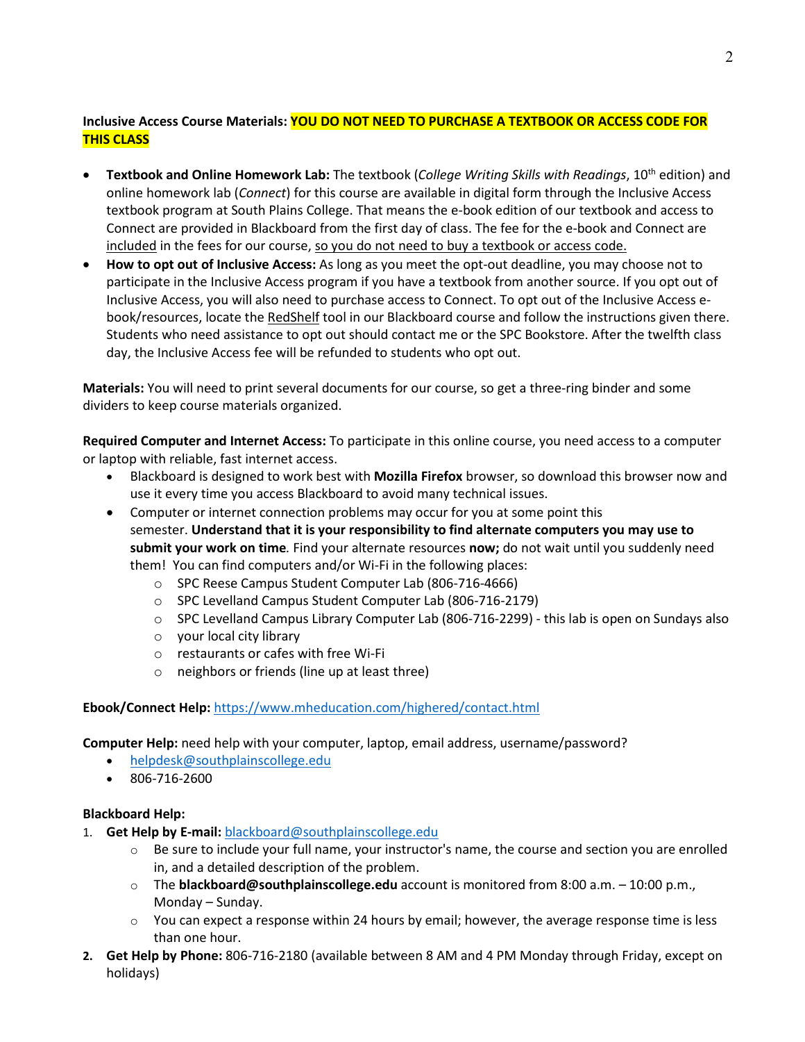**Inclusive Access Course Materials: YOU DO NOT NEED TO PURCHASE A TEXTBOOK OR ACCESS CODE FOR THIS CLASS**

- **Textbook and Online Homework Lab:** The textbook (*College Writing Skills with Readings*, 10th edition) and online homework lab (*Connect*) for this course are available in digital form through the Inclusive Access textbook program at South Plains College. That means the e-book edition of our textbook and access to Connect are provided in Blackboard from the first day of class. The fee for the e-book and Connect are included in the fees for our course, so you do not need to buy a textbook or access code.
- **How to opt out of Inclusive Access:** As long as you meet the opt-out deadline, you may choose not to participate in the Inclusive Access program if you have a textbook from another source. If you opt out of Inclusive Access, you will also need to purchase access to Connect. To opt out of the Inclusive Access e-book/resources, locate the RedShelf tool in our Blackboard course and follow the instructions given there. Students who need assistance to opt out should contact me or the SPC Bookstore. After the twelfth class day, the Inclusive Access fee will be refunded to students who opt out.

**Materials:** You will need to print several documents for our course, so get a three-ring binder and some dividers to keep course materials organized.

**Required Computer and Internet Access:** To participate in this online course, you need access to a computer or laptop with reliable, fast internet access.

- Blackboard is designed to work best with **Mozilla Firefox** browser, so download this browser now and use it every time you access Blackboard to avoid many technical issues.
- Computer or internet connection problems may occur for you at some point this semester. **Understand that it is your responsibility to find alternate computers you may use to submit your work on time***.* Find your alternate resources **now;** do not wait until you suddenly need them! You can find computers and/or Wi-Fi in the following places:
  - SPC Reese Campus Student Computer Lab (806-716-4666)
  - SPC Levelland Campus Student Computer Lab (806-716-2179)
  - SPC Levelland Campus Library Computer Lab (806-716-2299) - this lab is open on Sundays also
  - your local city library
  - restaurants or cafes with free Wi-Fi
  - neighbors or friends (line up at least three)

**Ebook/Connect Help:** https://www.mheducation.com/highered/contact.html

**Computer Help:** need help with your computer, laptop, email address, username/password?

- helpdesk@southplainscollege.edu
- 806-716-2600

**Blackboard Help:**

1. **Get Help by E-mail:** blackboard@southplainscollege.edu
   - Be sure to include your full name, your instructor's name, the course and section you are enrolled in, and a detailed description of the problem.
   - The **blackboard@southplainscollege.edu** account is monitored from 8:00 a.m. – 10:00 p.m., Monday – Sunday.
   - You can expect a response within 24 hours by email; however, the average response time is less than one hour.
2. **Get Help by Phone:** 806-716-2180 (available between 8 AM and 4 PM Monday through Friday, except on holidays)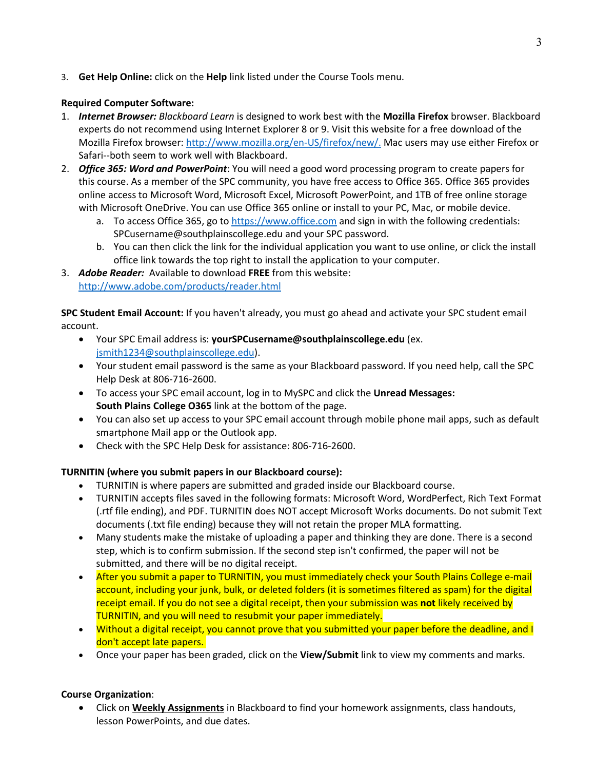3. **Get Help Online:** click on the **Help** link listed under the Course Tools menu.

**Required Computer Software:**

1. ***Internet Browser:*** *Blackboard Learn* is designed to work best with the **Mozilla Firefox** browser. Blackboard experts do not recommend using Internet Explorer 8 or 9. Visit this website for a free download of the Mozilla Firefox browser: http://www.mozilla.org/en-US/firefox/new/. Mac users may use either Firefox or Safari--both seem to work well with Blackboard.
2. ***Office 365: Word and PowerPoint***: You will need a good word processing program to create papers for this course. As a member of the SPC community, you have free access to Office 365. Office 365 provides online access to Microsoft Word, Microsoft Excel, Microsoft PowerPoint, and 1TB of free online storage with Microsoft OneDrive. You can use Office 365 online or install to your PC, Mac, or mobile device.
   a. To access Office 365, go to https://www.office.com and sign in with the following credentials: SPCusername@southplainscollege.edu and your SPC password.
   b. You can then click the link for the individual application you want to use online, or click the install office link towards the top right to install the application to your computer.
3. ***Adobe Reader:*** Available to download **FREE** from this website: http://www.adobe.com/products/reader.html

**SPC Student Email Account:** If you haven't already, you must go ahead and activate your SPC student email account.

- Your SPC Email address is: **yourSPCusername@southplainscollege.edu** (ex. jsmith1234@southplainscollege.edu).
- Your student email password is the same as your Blackboard password. If you need help, call the SPC Help Desk at 806-716-2600.
- To access your SPC email account, log in to MySPC and click the **Unread Messages: South Plains College O365** link at the bottom of the page.
- You can also set up access to your SPC email account through mobile phone mail apps, such as default smartphone Mail app or the Outlook app.
- Check with the SPC Help Desk for assistance: 806-716-2600.

**TURNITIN (where you submit papers in our Blackboard course):**

- TURNITIN is where papers are submitted and graded inside our Blackboard course.
- TURNITIN accepts files saved in the following formats: Microsoft Word, WordPerfect, Rich Text Format (.rtf file ending), and PDF. TURNITIN does NOT accept Microsoft Works documents. Do not submit Text documents (.txt file ending) because they will not retain the proper MLA formatting.
- Many students make the mistake of uploading a paper and thinking they are done. There is a second step, which is to confirm submission. If the second step isn't confirmed, the paper will not be submitted, and there will be no digital receipt.
- After you submit a paper to TURNITIN, you must immediately check your South Plains College e-mail account, including your junk, bulk, or deleted folders (it is sometimes filtered as spam) for the digital receipt email. If you do not see a digital receipt, then your submission was **not** likely received by TURNITIN, and you will need to resubmit your paper immediately.
- Without a digital receipt, you cannot prove that you submitted your paper before the deadline, and I don't accept late papers.
- Once your paper has been graded, click on the **View/Submit** link to view my comments and marks.

**Course Organization**:

- Click on **<u>Weekly Assignments</u>** in Blackboard to find your homework assignments, class handouts, lesson PowerPoints, and due dates.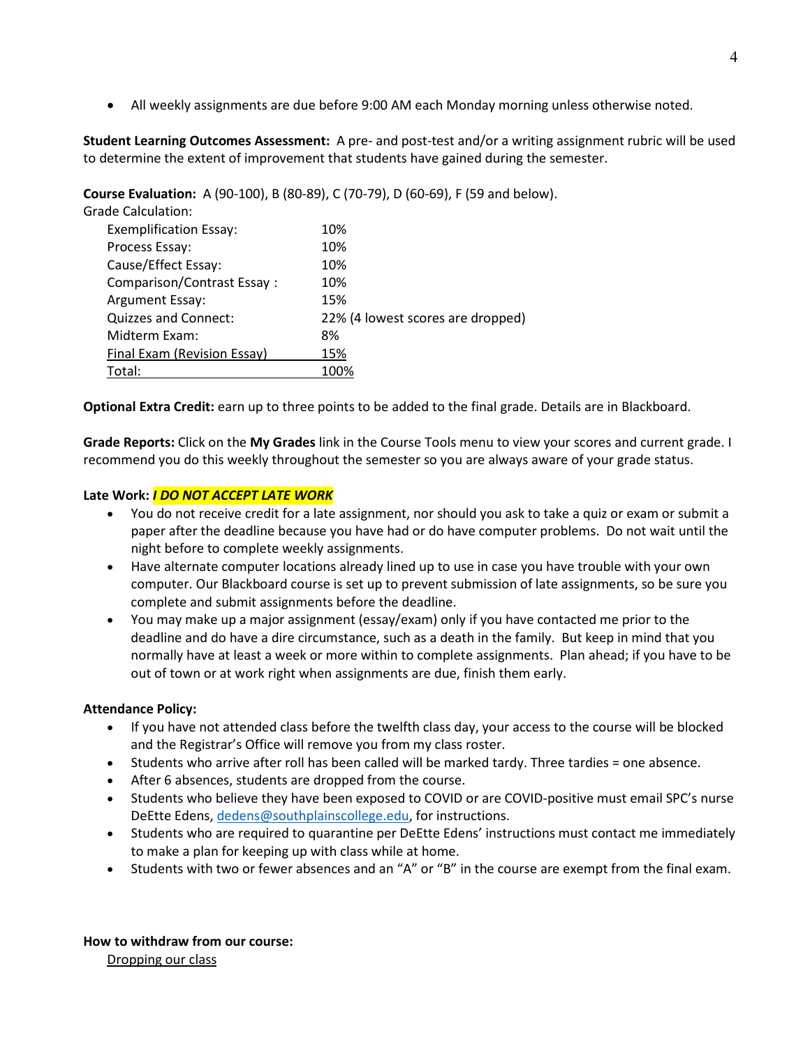- All weekly assignments are due before 9:00 AM each Monday morning unless otherwise noted.

**Student Learning Outcomes Assessment:** A pre- and post-test and/or a writing assignment rubric will be used to determine the extent of improvement that students have gained during the semester.

**Course Evaluation:** A (90-100), B (80-89), C (70-79), D (60-69), F (59 and below).

Grade Calculation:

| | |
|---|---|
| Exemplification Essay: | 10% |
| Process Essay: | 10% |
| Cause/Effect Essay: | 10% |
| Comparison/Contrast Essay : | 10% |
| Argument Essay: | 15% |
| Quizzes and Connect: | 22% (4 lowest scores are dropped) |
| Midterm Exam: | 8% |
| Final Exam (Revision Essay) | 15% |
| Total: | 100% |

**Optional Extra Credit:** earn up to three points to be added to the final grade. Details are in Blackboard.

**Grade Reports:** Click on the **My Grades** link in the Course Tools menu to view your scores and current grade. I recommend you do this weekly throughout the semester so you are always aware of your grade status.

**Late Work:** ***I DO NOT ACCEPT LATE WORK***

- You do not receive credit for a late assignment, nor should you ask to take a quiz or exam or submit a paper after the deadline because you have had or do have computer problems. Do not wait until the night before to complete weekly assignments.
- Have alternate computer locations already lined up to use in case you have trouble with your own computer. Our Blackboard course is set up to prevent submission of late assignments, so be sure you complete and submit assignments before the deadline.
- You may make up a major assignment (essay/exam) only if you have contacted me prior to the deadline and do have a dire circumstance, such as a death in the family. But keep in mind that you normally have at least a week or more within to complete assignments. Plan ahead; if you have to be out of town or at work right when assignments are due, finish them early.

**Attendance Policy:**

- If you have not attended class before the twelfth class day, your access to the course will be blocked and the Registrar's Office will remove you from my class roster.
- Students who arrive after roll has been called will be marked tardy. Three tardies = one absence.
- After 6 absences, students are dropped from the course.
- Students who believe they have been exposed to COVID or are COVID-positive must email SPC's nurse DeEtte Edens, dedens@southplainscollege.edu, for instructions.
- Students who are required to quarantine per DeEtte Edens' instructions must contact me immediately to make a plan for keeping up with class while at home.
- Students with two or fewer absences and an "A" or "B" in the course are exempt from the final exam.

**How to withdraw from our course:**

Dropping our class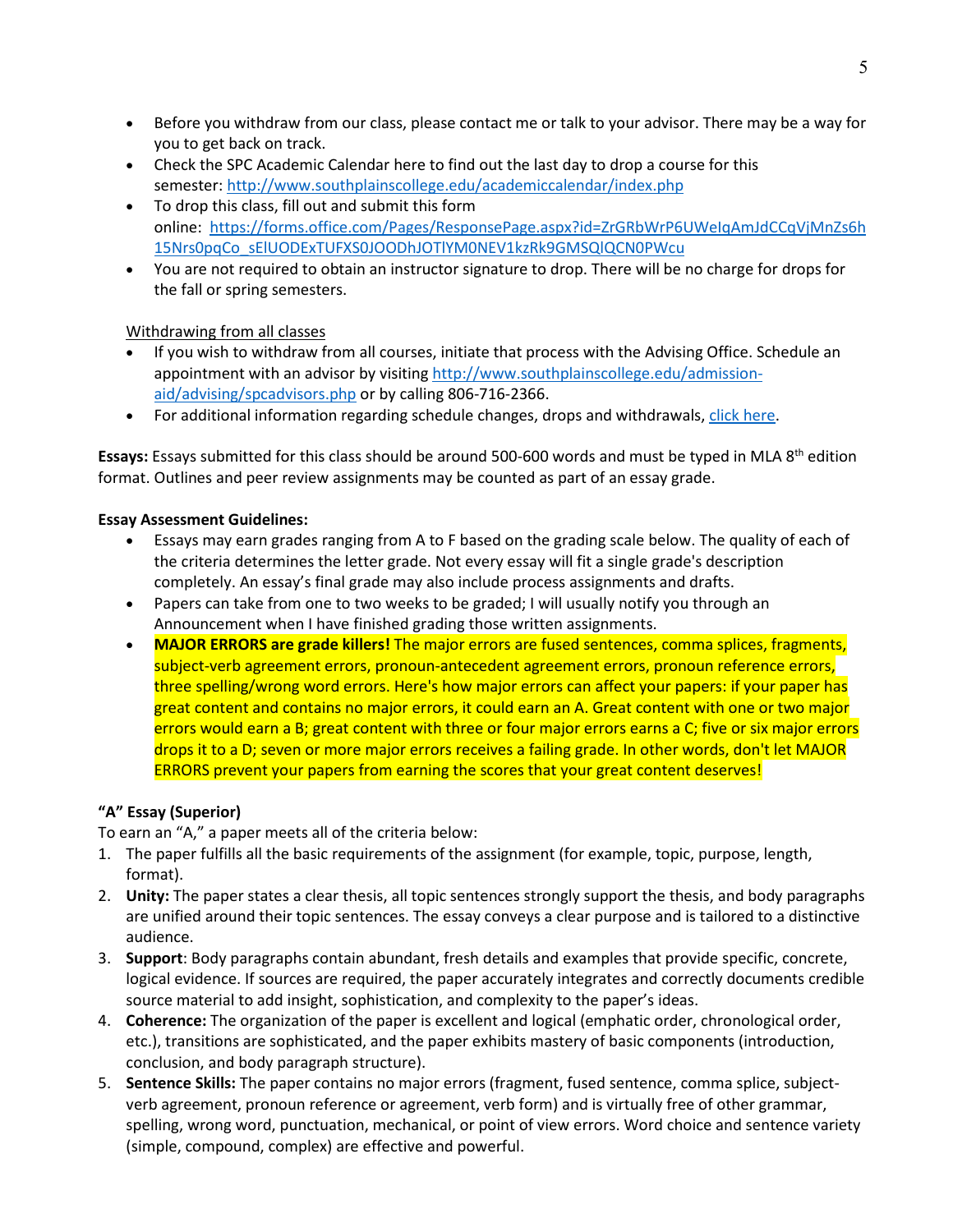- Before you withdraw from our class, please contact me or talk to your advisor. There may be a way for you to get back on track.
- Check the SPC Academic Calendar here to find out the last day to drop a course for this semester: http://www.southplainscollege.edu/academiccalendar/index.php
- To drop this class, fill out and submit this form online: https://forms.office.com/Pages/ResponsePage.aspx?id=ZrGRbWrP6UWeIqAmJdCCqVjMnZs6h15Nrs0pqCo_sElUODExTUFXS0JOODhJOTlYM0NEV1kzRk9GMSQlQCN0PWcu
- You are not required to obtain an instructor signature to drop. There will be no charge for drops for the fall or spring semesters.

Withdrawing from all classes

- If you wish to withdraw from all courses, initiate that process with the Advising Office. Schedule an appointment with an advisor by visiting http://www.southplainscollege.edu/admission-aid/advising/spcadvisors.php or by calling 806-716-2366.
- For additional information regarding schedule changes, drops and withdrawals, click here.

**Essays:** Essays submitted for this class should be around 500-600 words and must be typed in MLA 8th edition format. Outlines and peer review assignments may be counted as part of an essay grade.

**Essay Assessment Guidelines:**

- Essays may earn grades ranging from A to F based on the grading scale below. The quality of each of the criteria determines the letter grade. Not every essay will fit a single grade's description completely. An essay's final grade may also include process assignments and drafts.
- Papers can take from one to two weeks to be graded; I will usually notify you through an Announcement when I have finished grading those written assignments.
- **MAJOR ERRORS are grade killers!** The major errors are fused sentences, comma splices, fragments, subject-verb agreement errors, pronoun-antecedent agreement errors, pronoun reference errors, three spelling/wrong word errors. Here's how major errors can affect your papers: if your paper has great content and contains no major errors, it could earn an A. Great content with one or two major errors would earn a B; great content with three or four major errors earns a C; five or six major errors drops it to a D; seven or more major errors receives a failing grade. In other words, don't let MAJOR ERRORS prevent your papers from earning the scores that your great content deserves!

**"A" Essay (Superior)**

To earn an "A," a paper meets all of the criteria below:

1. The paper fulfills all the basic requirements of the assignment (for example, topic, purpose, length, format).
2. **Unity:** The paper states a clear thesis, all topic sentences strongly support the thesis, and body paragraphs are unified around their topic sentences. The essay conveys a clear purpose and is tailored to a distinctive audience.
3. **Support**: Body paragraphs contain abundant, fresh details and examples that provide specific, concrete, logical evidence. If sources are required, the paper accurately integrates and correctly documents credible source material to add insight, sophistication, and complexity to the paper's ideas.
4. **Coherence:** The organization of the paper is excellent and logical (emphatic order, chronological order, etc.), transitions are sophisticated, and the paper exhibits mastery of basic components (introduction, conclusion, and body paragraph structure).
5. **Sentence Skills:** The paper contains no major errors (fragment, fused sentence, comma splice, subject-verb agreement, pronoun reference or agreement, verb form) and is virtually free of other grammar, spelling, wrong word, punctuation, mechanical, or point of view errors. Word choice and sentence variety (simple, compound, complex) are effective and powerful.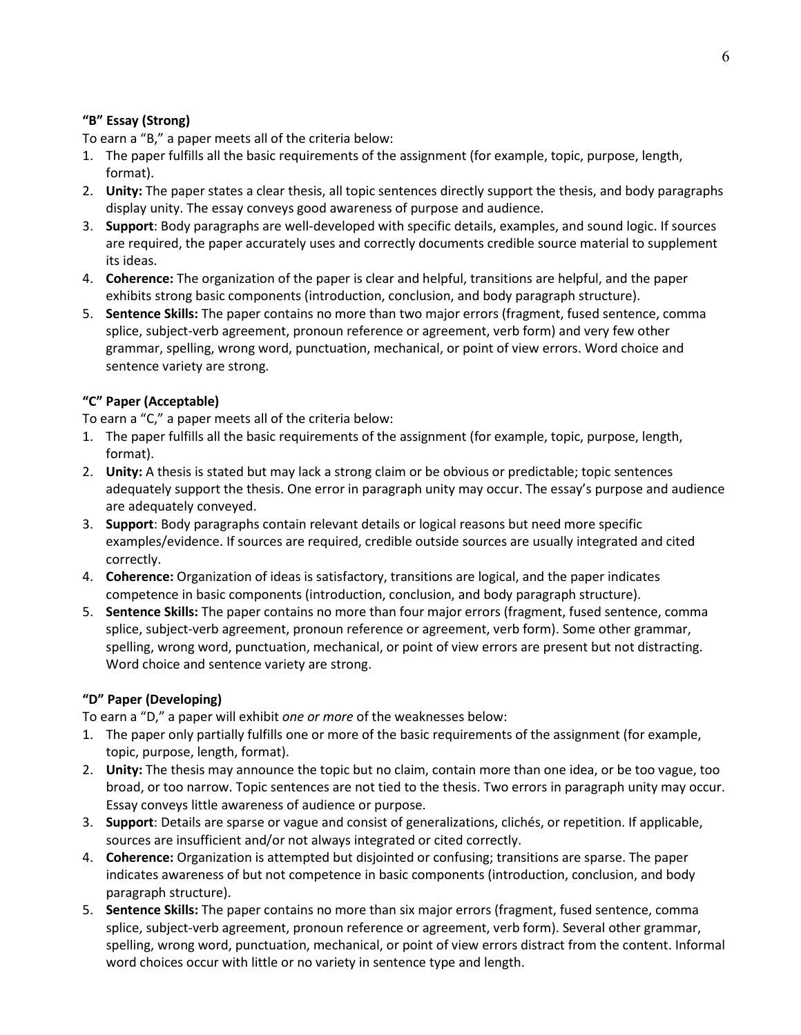### "B" Essay (Strong)

To earn a "B," a paper meets all of the criteria below:

1. The paper fulfills all the basic requirements of the assignment (for example, topic, purpose, length, format).
2. **Unity:** The paper states a clear thesis, all topic sentences directly support the thesis, and body paragraphs display unity. The essay conveys good awareness of purpose and audience.
3. **Support**: Body paragraphs are well-developed with specific details, examples, and sound logic. If sources are required, the paper accurately uses and correctly documents credible source material to supplement its ideas.
4. **Coherence:** The organization of the paper is clear and helpful, transitions are helpful, and the paper exhibits strong basic components (introduction, conclusion, and body paragraph structure).
5. **Sentence Skills:** The paper contains no more than two major errors (fragment, fused sentence, comma splice, subject-verb agreement, pronoun reference or agreement, verb form) and very few other grammar, spelling, wrong word, punctuation, mechanical, or point of view errors. Word choice and sentence variety are strong.

### "C" Paper (Acceptable)

To earn a "C," a paper meets all of the criteria below:

1. The paper fulfills all the basic requirements of the assignment (for example, topic, purpose, length, format).
2. **Unity:** A thesis is stated but may lack a strong claim or be obvious or predictable; topic sentences adequately support the thesis. One error in paragraph unity may occur. The essay's purpose and audience are adequately conveyed.
3. **Support**: Body paragraphs contain relevant details or logical reasons but need more specific examples/evidence. If sources are required, credible outside sources are usually integrated and cited correctly.
4. **Coherence:** Organization of ideas is satisfactory, transitions are logical, and the paper indicates competence in basic components (introduction, conclusion, and body paragraph structure).
5. **Sentence Skills:** The paper contains no more than four major errors (fragment, fused sentence, comma splice, subject-verb agreement, pronoun reference or agreement, verb form). Some other grammar, spelling, wrong word, punctuation, mechanical, or point of view errors are present but not distracting. Word choice and sentence variety are strong.

### "D" Paper (Developing)

To earn a "D," a paper will exhibit *one or more* of the weaknesses below:

1. The paper only partially fulfills one or more of the basic requirements of the assignment (for example, topic, purpose, length, format).
2. **Unity:** The thesis may announce the topic but no claim, contain more than one idea, or be too vague, too broad, or too narrow. Topic sentences are not tied to the thesis. Two errors in paragraph unity may occur. Essay conveys little awareness of audience or purpose.
3. **Support**: Details are sparse or vague and consist of generalizations, clichés, or repetition. If applicable, sources are insufficient and/or not always integrated or cited correctly.
4. **Coherence:** Organization is attempted but disjointed or confusing; transitions are sparse. The paper indicates awareness of but not competence in basic components (introduction, conclusion, and body paragraph structure).
5. **Sentence Skills:** The paper contains no more than six major errors (fragment, fused sentence, comma splice, subject-verb agreement, pronoun reference or agreement, verb form). Several other grammar, spelling, wrong word, punctuation, mechanical, or point of view errors distract from the content. Informal word choices occur with little or no variety in sentence type and length.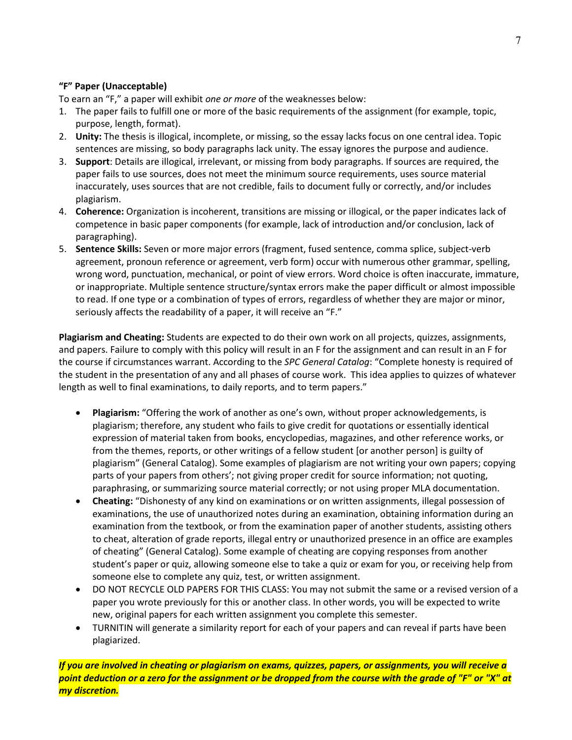**"F" Paper (Unacceptable)**

To earn an "F," a paper will exhibit *one or more* of the weaknesses below:

1. The paper fails to fulfill one or more of the basic requirements of the assignment (for example, topic, purpose, length, format).
2. **Unity:** The thesis is illogical, incomplete, or missing, so the essay lacks focus on one central idea. Topic sentences are missing, so body paragraphs lack unity. The essay ignores the purpose and audience.
3. **Support**: Details are illogical, irrelevant, or missing from body paragraphs. If sources are required, the paper fails to use sources, does not meet the minimum source requirements, uses source material inaccurately, uses sources that are not credible, fails to document fully or correctly, and/or includes plagiarism.
4. **Coherence:** Organization is incoherent, transitions are missing or illogical, or the paper indicates lack of competence in basic paper components (for example, lack of introduction and/or conclusion, lack of paragraphing).
5. **Sentence Skills:** Seven or more major errors (fragment, fused sentence, comma splice, subject-verb agreement, pronoun reference or agreement, verb form) occur with numerous other grammar, spelling, wrong word, punctuation, mechanical, or point of view errors. Word choice is often inaccurate, immature, or inappropriate. Multiple sentence structure/syntax errors make the paper difficult or almost impossible to read. If one type or a combination of types of errors, regardless of whether they are major or minor, seriously affects the readability of a paper, it will receive an "F."

**Plagiarism and Cheating:** Students are expected to do their own work on all projects, quizzes, assignments, and papers. Failure to comply with this policy will result in an F for the assignment and can result in an F for the course if circumstances warrant. According to the *SPC General Catalog*: "Complete honesty is required of the student in the presentation of any and all phases of course work. This idea applies to quizzes of whatever length as well to final examinations, to daily reports, and to term papers."

- **Plagiarism:** "Offering the work of another as one's own, without proper acknowledgements, is plagiarism; therefore, any student who fails to give credit for quotations or essentially identical expression of material taken from books, encyclopedias, magazines, and other reference works, or from the themes, reports, or other writings of a fellow student [or another person] is guilty of plagiarism" (General Catalog). Some examples of plagiarism are not writing your own papers; copying parts of your papers from others'; not giving proper credit for source information; not quoting, paraphrasing, or summarizing source material correctly; or not using proper MLA documentation.
- **Cheating:** "Dishonesty of any kind on examinations or on written assignments, illegal possession of examinations, the use of unauthorized notes during an examination, obtaining information during an examination from the textbook, or from the examination paper of another students, assisting others to cheat, alteration of grade reports, illegal entry or unauthorized presence in an office are examples of cheating" (General Catalog). Some example of cheating are copying responses from another student's paper or quiz, allowing someone else to take a quiz or exam for you, or receiving help from someone else to complete any quiz, test, or written assignment.
- DO NOT RECYCLE OLD PAPERS FOR THIS CLASS: You may not submit the same or a revised version of a paper you wrote previously for this or another class. In other words, you will be expected to write new, original papers for each written assignment you complete this semester.
- TURNITIN will generate a similarity report for each of your papers and can reveal if parts have been plagiarized.

***If you are involved in cheating or plagiarism on exams, quizzes, papers, or assignments, you will receive a point deduction or a zero for the assignment or be dropped from the course with the grade of "F" or "X" at my discretion.***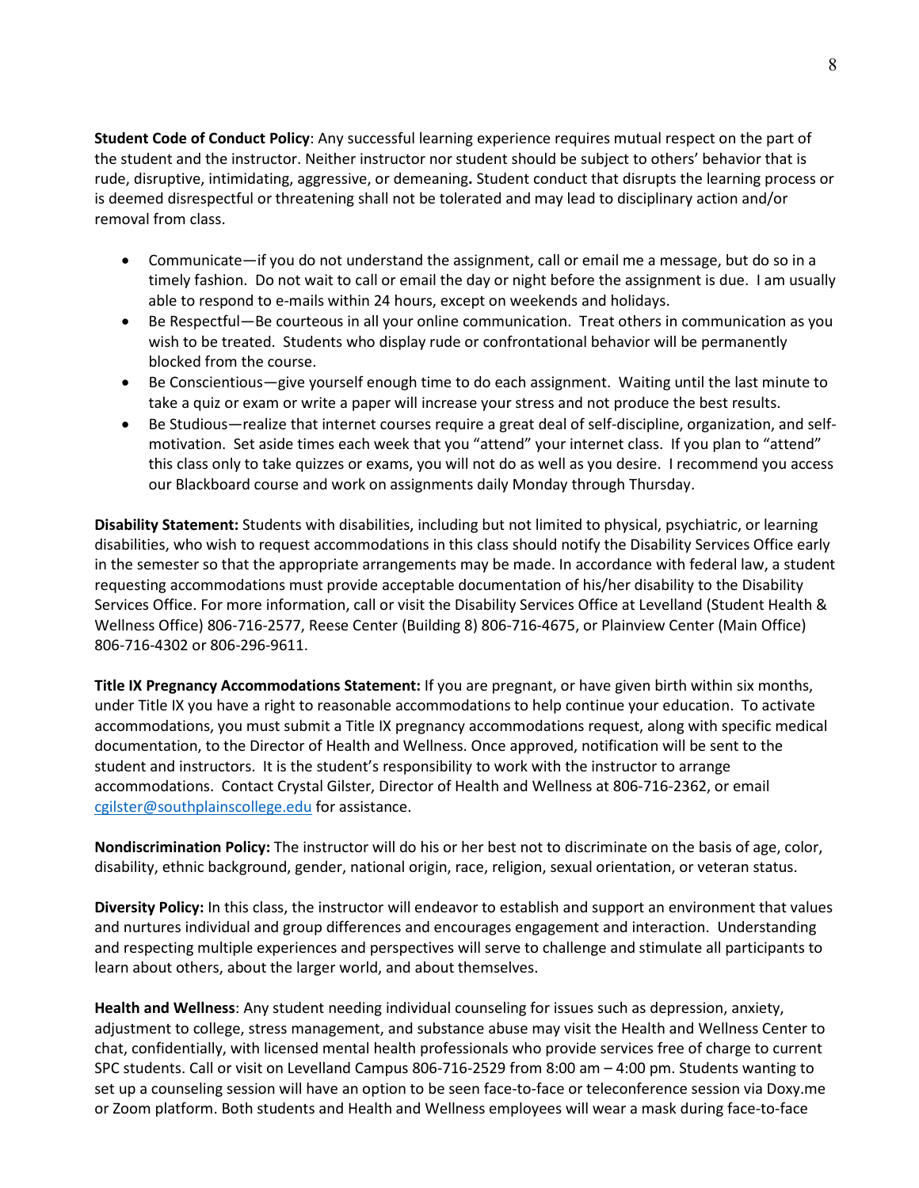**Student Code of Conduct Policy**: Any successful learning experience requires mutual respect on the part of the student and the instructor. Neither instructor nor student should be subject to others' behavior that is rude, disruptive, intimidating, aggressive, or demeaning**.** Student conduct that disrupts the learning process or is deemed disrespectful or threatening shall not be tolerated and may lead to disciplinary action and/or removal from class.

- Communicate—if you do not understand the assignment, call or email me a message, but do so in a timely fashion. Do not wait to call or email the day or night before the assignment is due. I am usually able to respond to e-mails within 24 hours, except on weekends and holidays.
- Be Respectful—Be courteous in all your online communication. Treat others in communication as you wish to be treated. Students who display rude or confrontational behavior will be permanently blocked from the course.
- Be Conscientious—give yourself enough time to do each assignment. Waiting until the last minute to take a quiz or exam or write a paper will increase your stress and not produce the best results.
- Be Studious—realize that internet courses require a great deal of self-discipline, organization, and self-motivation. Set aside times each week that you "attend" your internet class. If you plan to "attend" this class only to take quizzes or exams, you will not do as well as you desire. I recommend you access our Blackboard course and work on assignments daily Monday through Thursday.

**Disability Statement:** Students with disabilities, including but not limited to physical, psychiatric, or learning disabilities, who wish to request accommodations in this class should notify the Disability Services Office early in the semester so that the appropriate arrangements may be made. In accordance with federal law, a student requesting accommodations must provide acceptable documentation of his/her disability to the Disability Services Office. For more information, call or visit the Disability Services Office at Levelland (Student Health & Wellness Office) 806-716-2577, Reese Center (Building 8) 806-716-4675, or Plainview Center (Main Office) 806-716-4302 or 806-296-9611.

**Title IX Pregnancy Accommodations Statement:** If you are pregnant, or have given birth within six months, under Title IX you have a right to reasonable accommodations to help continue your education. To activate accommodations, you must submit a Title IX pregnancy accommodations request, along with specific medical documentation, to the Director of Health and Wellness. Once approved, notification will be sent to the student and instructors. It is the student's responsibility to work with the instructor to arrange accommodations. Contact Crystal Gilster, Director of Health and Wellness at 806-716-2362, or email cgilster@southplainscollege.edu for assistance.

**Nondiscrimination Policy:** The instructor will do his or her best not to discriminate on the basis of age, color, disability, ethnic background, gender, national origin, race, religion, sexual orientation, or veteran status.

**Diversity Policy:** In this class, the instructor will endeavor to establish and support an environment that values and nurtures individual and group differences and encourages engagement and interaction. Understanding and respecting multiple experiences and perspectives will serve to challenge and stimulate all participants to learn about others, about the larger world, and about themselves.

**Health and Wellness**: Any student needing individual counseling for issues such as depression, anxiety, adjustment to college, stress management, and substance abuse may visit the Health and Wellness Center to chat, confidentially, with licensed mental health professionals who provide services free of charge to current SPC students. Call or visit on Levelland Campus 806-716-2529 from 8:00 am – 4:00 pm. Students wanting to set up a counseling session will have an option to be seen face-to-face or teleconference session via Doxy.me or Zoom platform. Both students and Health and Wellness employees will wear a mask during face-to-face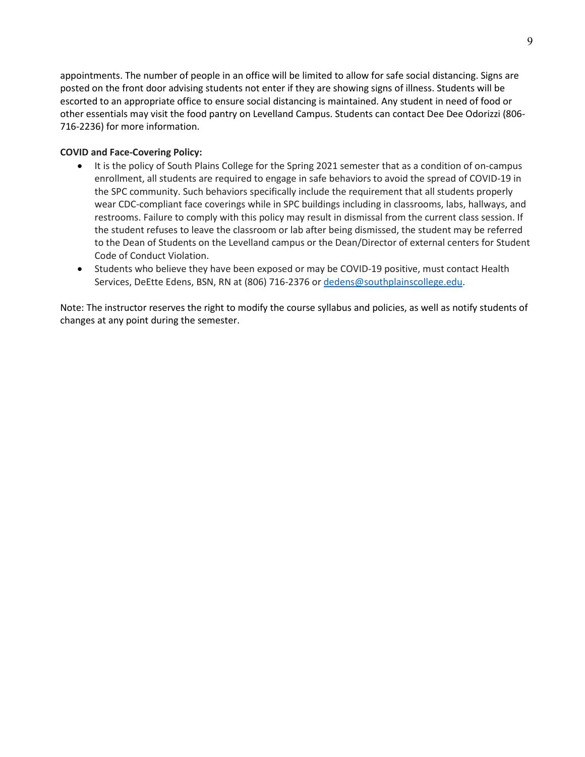appointments. The number of people in an office will be limited to allow for safe social distancing. Signs are posted on the front door advising students not enter if they are showing signs of illness. Students will be escorted to an appropriate office to ensure social distancing is maintained. Any student in need of food or other essentials may visit the food pantry on Levelland Campus. Students can contact Dee Dee Odorizzi (806-716-2236) for more information.

**COVID and Face-Covering Policy:**

- It is the policy of South Plains College for the Spring 2021 semester that as a condition of on-campus enrollment, all students are required to engage in safe behaviors to avoid the spread of COVID-19 in the SPC community. Such behaviors specifically include the requirement that all students properly wear CDC-compliant face coverings while in SPC buildings including in classrooms, labs, hallways, and restrooms. Failure to comply with this policy may result in dismissal from the current class session. If the student refuses to leave the classroom or lab after being dismissed, the student may be referred to the Dean of Students on the Levelland campus or the Dean/Director of external centers for Student Code of Conduct Violation.
- Students who believe they have been exposed or may be COVID-19 positive, must contact Health Services, DeEtte Edens, BSN, RN at (806) 716-2376 or dedens@southplainscollege.edu.

Note: The instructor reserves the right to modify the course syllabus and policies, as well as notify students of changes at any point during the semester.